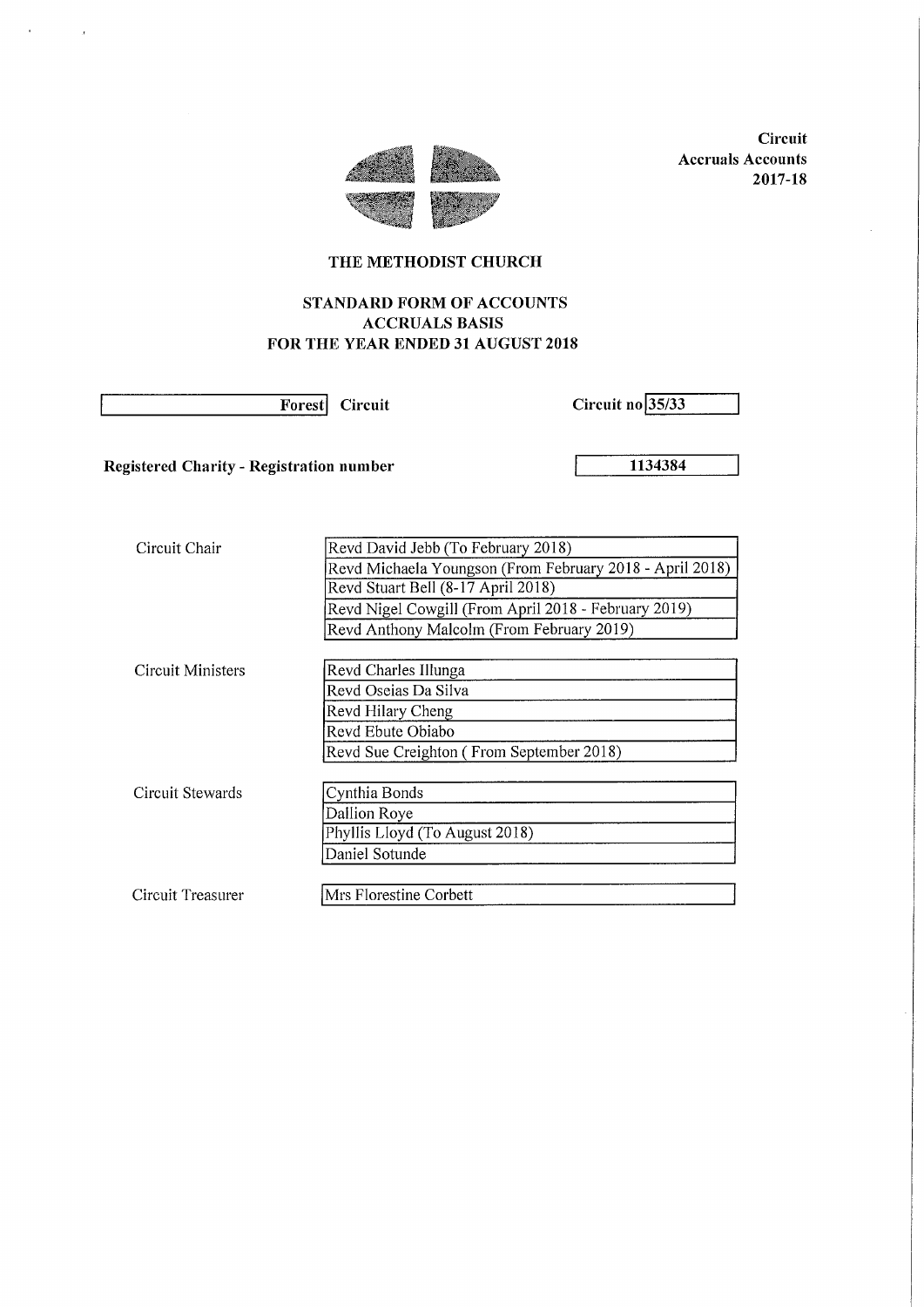**Circuit**
**Accruals Accounts**
**2017-18**

# THE METHODIST CHURCH

## STANDARD FORM OF ACCOUNTS
## ACCRUALS BASIS
## FOR THE YEAR ENDED 31 AUGUST 2018

**Forest Circuit** **Circuit no 35/33**

**Registered Charity - Registration number** **1134384**

| | |
|---|---|
| Circuit Chair | Revd David Jebb (To February 2018) |
| | Revd Michaela Youngson (From February 2018 - April 2018) |
| | Revd Stuart Bell (8-17 April 2018) |
| | Revd Nigel Cowgill (From April 2018 - February 2019) |
| | Revd Anthony Malcolm (From February 2019) |
| Circuit Ministers | Revd Charles Illunga |
| | Revd Oseias Da Silva |
| | Revd Hilary Cheng |
| | Revd Ebute Obiabo |
| | Revd Sue Creighton ( From September 2018) |
| Circuit Stewards | Cynthia Bonds |
| | Dallion Roye |
| | Phyllis Lloyd (To August 2018) |
| | Daniel Sotunde |
| Circuit Treasurer | Mrs Florestine Corbett |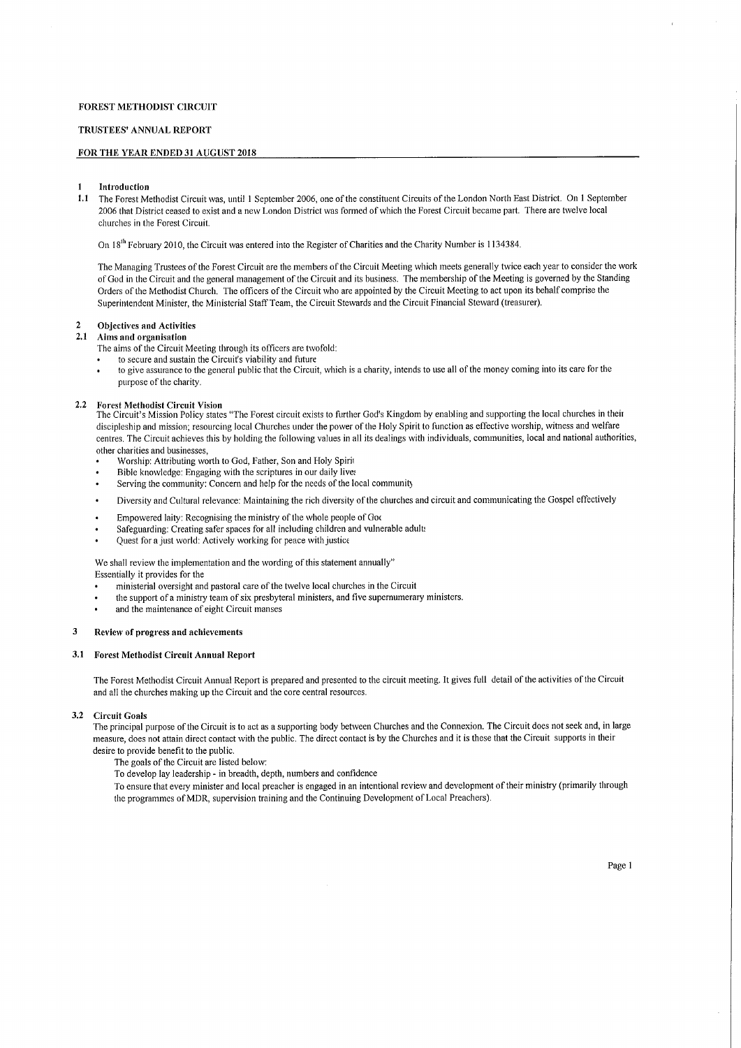FOREST METHODIST CIRCUIT

TRUSTEES' ANNUAL REPORT

FOR THE YEAR ENDED 31 AUGUST 2018

## 1 Introduction

**1.1** The Forest Methodist Circuit was, until 1 September 2006, one of the constituent Circuits of the London North East District. On 1 September 2006 that District ceased to exist and a new London District was formed of which the Forest Circuit became part. There are twelve local churches in the Forest Circuit.

On 18th February 2010, the Circuit was entered into the Register of Charities and the Charity Number is 1134384.

The Managing Trustees of the Forest Circuit are the members of the Circuit Meeting which meets generally twice each year to consider the work of God in the Circuit and the general management of the Circuit and its business. The membership of the Meeting is governed by the Standing Orders of the Methodist Church. The officers of the Circuit who are appointed by the Circuit Meeting to act upon its behalf comprise the Superintendent Minister, the Ministerial Staff Team, the Circuit Stewards and the Circuit Financial Steward (treasurer).

## 2 Objectives and Activities

### 2.1 Aims and organisation

The aims of the Circuit Meeting through its officers are twofold:

- to secure and sustain the Circuit's viability and future
- to give assurance to the general public that the Circuit, which is a charity, intends to use all of the money coming into its care for the purpose of the charity.

### 2.2 Forest Methodist Circuit Vision

The Circuit's Mission Policy states "The Forest circuit exists to further God's Kingdom by enabling and supporting the local churches in their discipleship and mission; resourcing local Churches under the power of the Holy Spirit to function as effective worship, witness and welfare centres. The Circuit achieves this by holding the following values in all its dealings with individuals, communities, local and national authorities, other charities and businesses,

- Worship: Attributing worth to God, Father, Son and Holy Spirit
- Bible knowledge: Engaging with the scriptures in our daily lives
- Serving the community: Concern and help for the needs of the local community
- Diversity and Cultural relevance: Maintaining the rich diversity of the churches and circuit and communicating the Gospel effectively
- Empowered laity: Recognising the ministry of the whole people of God
- Safeguarding: Creating safer spaces for all including children and vulnerable adults
- Quest for a just world: Actively working for peace with justice

We shall review the implementation and the wording of this statement annually"

Essentially it provides for the

- ministerial oversight and pastoral care of the twelve local churches in the Circuit
- the support of a ministry team of six presbyteral ministers, and five supernumerary ministers.
- and the maintenance of eight Circuit manses

## 3 Review of progress and achievements

### 3.1 Forest Methodist Circuit Annual Report

The Forest Methodist Circuit Annual Report is prepared and presented to the circuit meeting. It gives full detail of the activities of the Circuit and all the churches making up the Circuit and the core central resources.

### 3.2 Circuit Goals

The principal purpose of the Circuit is to act as a supporting body between Churches and the Connexion. The Circuit does not seek and, in large measure, does not attain direct contact with the public. The direct contact is by the Churches and it is these that the Circuit supports in their desire to provide benefit to the public.

The goals of the Circuit are listed below:

To develop lay leadership - in breadth, depth, numbers and confidence

To ensure that every minister and local preacher is engaged in an intentional review and development of their ministry (primarily through the programmes of MDR, supervision training and the Continuing Development of Local Preachers).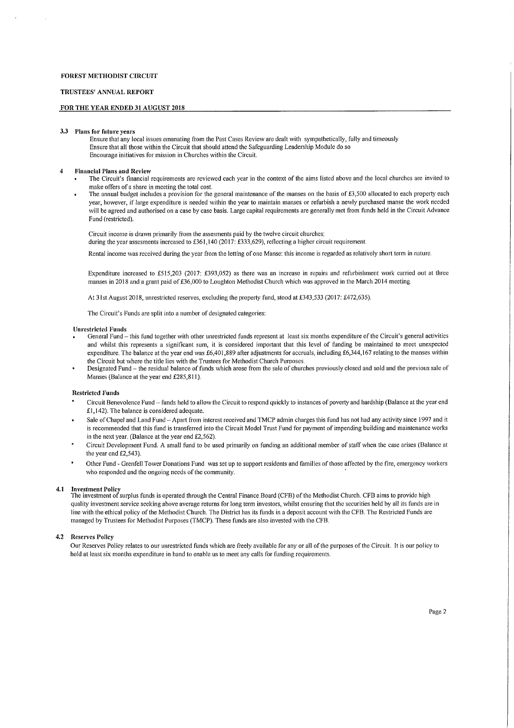### 3.3 Plans for future years

Ensure that any local issues emanating from the Past Cases Review are dealt with sympathetically, fully and timeously
Ensure that all those within the Circuit that should attend the Safeguarding Leadership Module do so
Encourage initiatives for mission in Churches within the Circuit.

## 4 Financial Plans and Review

- The Circuit's financial requirements are reviewed each year in the context of the aims listed above and the local churches are invited to make offers of a share in meeting the total cost.
- The annual budget includes a provision for the general maintenance of the manses on the basis of £3,500 allocated to each property each year, however, if large expenditure is needed within the year to maintain manses or refurbish a newly purchased manse the work needed will be agreed and authorised on a case by case basis. Large capital requirements are generally met from funds held in the Circuit Advance Fund (restricted).

Circuit income is drawn primarily from the assesments paid by the twelve circuit churches;
during the year assesments increased to £361,140 (2017: £333,629), reflecting a higher circuit requirement.

Rental income was received during the year from the letting of one Manse: this income is regarded as relatively short term in nature.

Expenditure increased to £515,203 (2017: £393,052) as there was an increase in repairs and refurbishment work carried out at three manses in 2018 and a grant paid of £36,000 to Loughton Methodist Church which was approved in the March 2014 meeting.

At 31st August 2018, unrestricted reserves, excluding the property fund, stood at £343,533 (2017: £472,635).

The Circuit's Funds are split into a number of designated categories:

**Unrestricted Funds**

- General Fund – this fund together with other unrestricted funds represent at least six months expenditure of the Circuit's general activities and whilst this represents a significant sum, it is considered important that this level of funding be maintained to meet unexpected expenditure. The balance at the year end was £6,401,889 after adjustments for accruals, including £6,344,167 relating to the manses within the Circuit but where the title lies with the Trustees for Methodist Church Purposes.
- Designated Fund – the residual balance of funds which arose from the sale of churches previously closed and sold and the previous sale of Manses (Balance at the year end £285,811).

**Restricted Funds**

- Circuit Benevolence Fund – funds held to allow the Circuit to respond quickly to instances of poverty and hardship (Balance at the year end £1,142). The balance is considered adequate.
- Sale of Chapel and Land Fund – Apart from interest received and TMCP admin charges this fund has not had any activity since 1997 and it is recommended that this fund is transferred into the Circuit Model Trust Fund for payment of impending building and maintenance works in the next year. (Balance at the year end £2,562).
- Circuit Development Fund. A small fund to be used primarily on funding an additional member of staff when the case arises (Balance at the year end £2,543).
- Other Fund - Grenfell Tower Donations Fund was set up to support residents and families of those affected by the fire, emergency workers who responded and the ongoing needs of the community.

### 4.1 Investment Policy

The investment of surplus funds is operated through the Central Finance Board (CFB) of the Methodist Church. CFB aims to provide high quality investment service seeking above average returns for long term investors, whilst ensuring that the securities held by all its funds are in line with the ethical policy of the Methodist Church. The District has its funds in a deposit account with the CFB. The Restricted Funds are managed by Trustees for Methodist Purposes (TMCP). These funds are also invested with the CFB.

### 4.2 Reserves Policy

Our Reserves Policy relates to our unrestricted funds which are freely available for any or all of the purposes of the Circuit. It is our policy to hold at least six months expenditure in hand to enable us to meet any calls for funding requirements.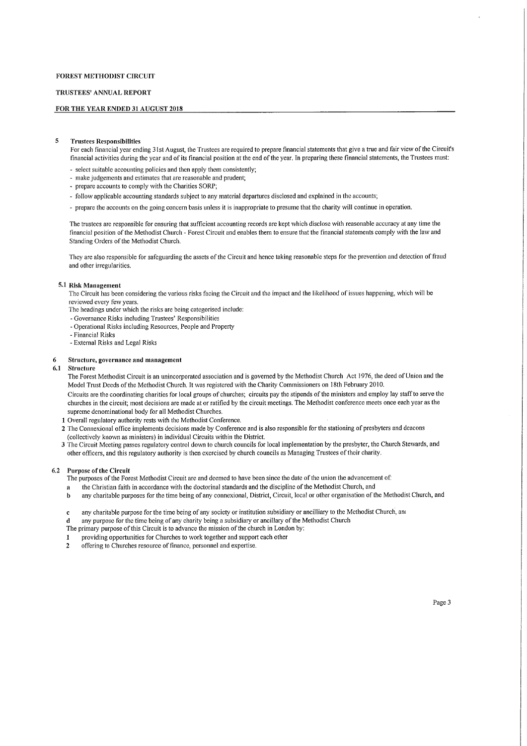## 5 Trustees Responsibilities

For each financial year ending 31st August, the Trustees are required to prepare financial statements that give a true and fair view of the Circuit's financial activities during the year and of its financial position at the end of the year. In preparing these financial statements, the Trustees must:

- select suitable accounting policies and then apply them consistently;
- make judgements and estimates that are reasonable and prudent;
- prepare accounts to comply with the Charities SORP;
- follow applicable accounting standards subject to any material departures disclosed and explained in the accounts;
- prepare the accounts on the going concern basis unless it is inappropriate to presume that the charity will continue in operation.

The trustees are responsible for ensuring that sufficient accounting records are kept which disclose with reasonable accuracy at any time the financial position of the Methodist Church - Forest Circuit and enables them to ensure that the financial statements comply with the law and Standing Orders of the Methodist Church.

They are also responsible for safeguarding the assets of the Circuit and hence taking reasonable steps for the prevention and detection of fraud and other irregularities.

### 5.1 Risk Management

The Circuit has been considering the various risks facing the Circuit and the impact and the likelihood of issues happening, which will be reviewed every few years.

The headings under which the risks are being categorised include:

- Governance Risks including Trustees' Responsibilities
- Operational Risks including Resources, People and Property
- Financial Risks
- External Risks and Legal Risks

## 6 Structure, governance and management

### 6.1 Structure

The Forest Methodist Circuit is an unincorporated association and is governed by the Methodist Church Act 1976, the deed of Union and the Model Trust Deeds of the Methodist Church. It was registered with the Charity Commissioners on 18th February 2010.

Circuits are the coordinating charities for local groups of churches; circuits pay the stipends of the ministers and employ lay staff to serve the churches in the circuit; most decisions are made at or ratified by the circuit meetings. The Methodist conference meets once each year as the supreme denominational body for all Methodist Churches.

1 Overall regulatory authority rests with the Methodist Conference.

2 The Connexional office implements decisions made by Conference and is also responsible for the stationing of presbyters and deacons (collectively known as ministers) in individual Circuits within the District.

3 The Circuit Meeting passes regulatory control down to church councils for local implementation by the presbyter, the Church Stewards, and other officers, and this regulatory authority is then exercised by church councils as Managing Trustees of their charity.

### 6.2 Purpose of the Circuit

The purposes of the Forest Methodist Circuit are and deemed to have been since the date of the union the advancement of:

a the Christian faith in accordance with the doctorinal standards and the discipline of the Methodist Church, and

b any charitable purposes for the time being of any connexional, District, Circuit, local or other organisation of the Methodist Church, and

c any charitable purpose for the time being of any society or institution subsidiary or ancilliary to the Methodist Church, and

d any purpose for the time being of any charity being a subsidiary or ancillary of the Methodist Church

The primary purpose of this Circuit is to advance the mission of the church in London by:

1 providing opportunities for Churches to work together and support each other

2 offering to Churches resource of finance, personnel and expertise.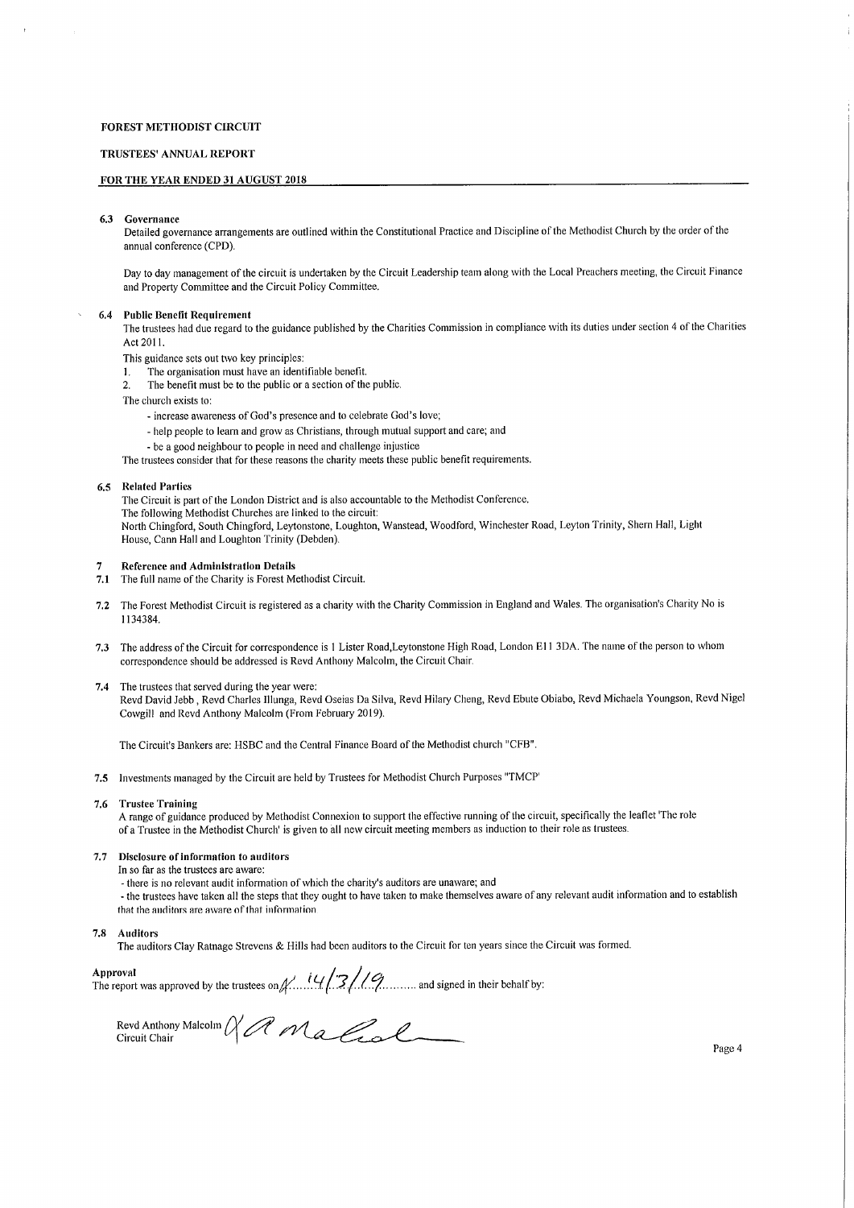FOREST METHODIST CIRCUIT

TRUSTEES' ANNUAL REPORT

FOR THE YEAR ENDED 31 AUGUST 2018

### 6.3 Governance

Detailed governance arrangements are outlined within the Constitutional Practice and Discipline of the Methodist Church by the order of the annual conference (CPD).

Day to day management of the circuit is undertaken by the Circuit Leadership team along with the Local Preachers meeting, the Circuit Finance and Property Committee and the Circuit Policy Committee.

### 6.4 Public Benefit Requirement

The trustees had due regard to the guidance published by the Charities Commission in compliance with its duties under section 4 of the Charities Act 2011.

This guidance sets out two key principles:

1. The organisation must have an identifiable benefit.
2. The benefit must be to the public or a section of the public.

The church exists to:

- increase awareness of God's presence and to celebrate God's love;
- help people to learn and grow as Christians, through mutual support and care; and
- be a good neighbour to people in need and challenge injustice

The trustees consider that for these reasons the charity meets these public benefit requirements.

### 6.5 Related Parties

The Circuit is part of the London District and is also accountable to the Methodist Conference.

The following Methodist Churches are linked to the circuit:

North Chingford, South Chingford, Leytonstone, Loughton, Wanstead, Woodford, Winchester Road, Leyton Trinity, Shern Hall, Light House, Cann Hall and Loughton Trinity (Debden).

## 7 Reference and Administration Details

**7.1** The full name of the Charity is Forest Methodist Circuit.

**7.2** The Forest Methodist Circuit is registered as a charity with the Charity Commission in England and Wales. The organisation's Charity No is 1134384.

**7.3** The address of the Circuit for correspondence is 1 Lister Road,Leytonstone High Road, London E11 3DA. The name of the person to whom correspondence should be addressed is Revd Anthony Malcolm, the Circuit Chair.

**7.4** The trustees that served during the year were:

Revd David Jebb , Revd Charles Illunga, Revd Oseias Da Silva, Revd Hilary Cheng, Revd Ebute Obiabo, Revd Michaela Youngson, Revd Nigel Cowgill and Revd Anthony Malcolm (From February 2019).

The Circuit's Bankers are: HSBC and the Central Finance Board of the Methodist church "CFB".

**7.5** Investments managed by the Circuit are held by Trustees for Methodist Church Purposes "TMCP'

### 7.6 Trustee Training

A range of guidance produced by Methodist Connexion to support the effective running of the circuit, specifically the leaflet 'The role of a Trustee in the Methodist Church' is given to all new circuit meeting members as induction to their role as trustees.

### 7.7 Disclosure of information to auditors

In so far as the trustees are aware:

- there is no relevant audit information of which the charity's auditors are unaware; and
- the trustees have taken all the steps that they ought to have taken to make themselves aware of any relevant audit information and to establish that the auditors are aware of that information

### 7.8 Auditors

The auditors Clay Ratnage Strevens & Hills had been auditors to the Circuit for ten years since the Circuit was formed.

**Approval**

The report was approved by the trustees on 14/3/19 and signed in their behalf by:

Revd Anthony Malcolm
Circuit Chair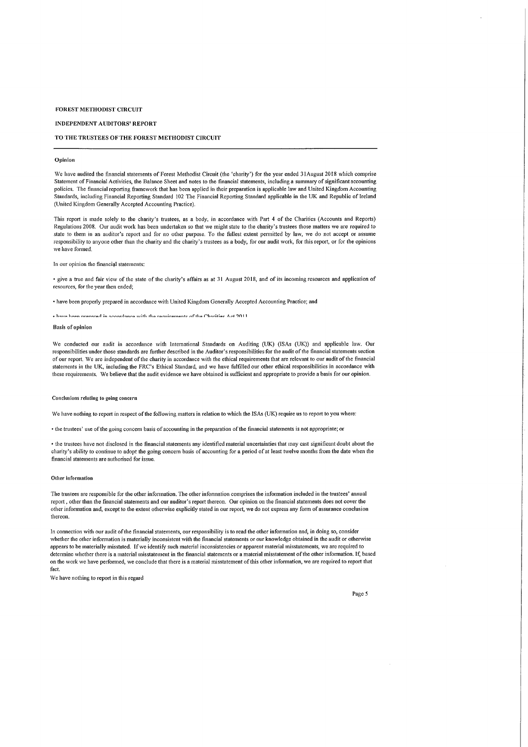FOREST METHODIST CIRCUIT

INDEPENDENT AUDITORS' REPORT

TO THE TRUSTEES OF THE FOREST METHODIST CIRCUIT

---

#### Opinion

We have audited the financial statements of Forest Methodist Circuit (the 'charity') for the year ended 31August 2018 which comprise Statement of Financial Activities, the Balance Sheet and notes to the financial statements, including a summary of significant accounting policies. The financial reporting framework that has been applied in their preparation is applicable law and United Kingdom Accounting Standards, including Financial Reporting Standard 102 The Financial Reporting Standard applicable in the UK and Republic of Ireland (United Kingdom Generally Accepted Accounting Practice).

This report is made solely to the charity's trustees, as a body, in accordance with Part 4 of the Charities (Accounts and Reports) Regulations 2008. Our audit work has been undertaken so that we might state to the charity's trustees those matters we are required to state to them in an auditor's report and for no other purpose. To the fullest extent permitted by law, we do not accept or assume responsibility to anyone other than the charity and the charity's trustees as a body, for our audit work, for this report, or for the opinions we have formed.

In our opinion the financial statements:

• give a true and fair view of the state of the charity's affairs as at 31 August 2018, and of its incoming resources and application of resources, for the year then ended;

• have been properly prepared in accordance with United Kingdom Generally Accepted Accounting Practice; and

• have been prepared in accordance with the requirements of the Charities Act 2011

#### Basis of opinion

We conducted our audit in accordance with International Standards on Auditing (UK) (ISAs (UK)) and applicable law. Our responsibilities under those standards are further described in the Auditor's responsibilities for the audit of the financial statements section of our report. We are independent of the charity in accordance with the ethical requirements that are relevant to our audit of the financial statements in the UK, including the FRC's Ethical Standard, and we have fulfilled our other ethical responsibilities in accordance with these requirements. We believe that the audit evidence we have obtained is sufficient and appropriate to provide a basis for our opinion.

#### Conclusions relating to going concern

We have nothing to report in respect of the following matters in relation to which the ISAs (UK) require us to report to you where:

• the trustees' use of the going concern basis of accounting in the preparation of the financial statements is not appropriate; or

• the trustees have not disclosed in the financial statements any identified material uncertainties that may cast significant doubt about the charity's ability to continue to adopt the going concern basis of accounting for a period of at least twelve months from the date when the financial statements are authorised for issue.

#### Other information

The trustees are responsible for the other information. The other information comprises the information included in the trustees' annual report , other than the financial statements and our auditor's report thereon. Our opinion on the financial statements does not cover the other information and, except to the extent otherwise explicitly stated in our report, we do not express any form of assurance conclusion thereon.

In connection with our audit of the financial statements, our responsibility is to read the other information and, in doing so, consider whether the other information is materially inconsistent with the financial statements or our knowledge obtained in the audit or otherwise appears to be materially misstated. If we identify such material inconsistencies or apparent material misstatements, we are required to determine whether there is a material misstatement in the financial statements or a material misstatement of the other information. If, based on the work we have performed, we conclude that there is a material misstatement of this other information, we are required to report that fact.

We have nothing to report in this regard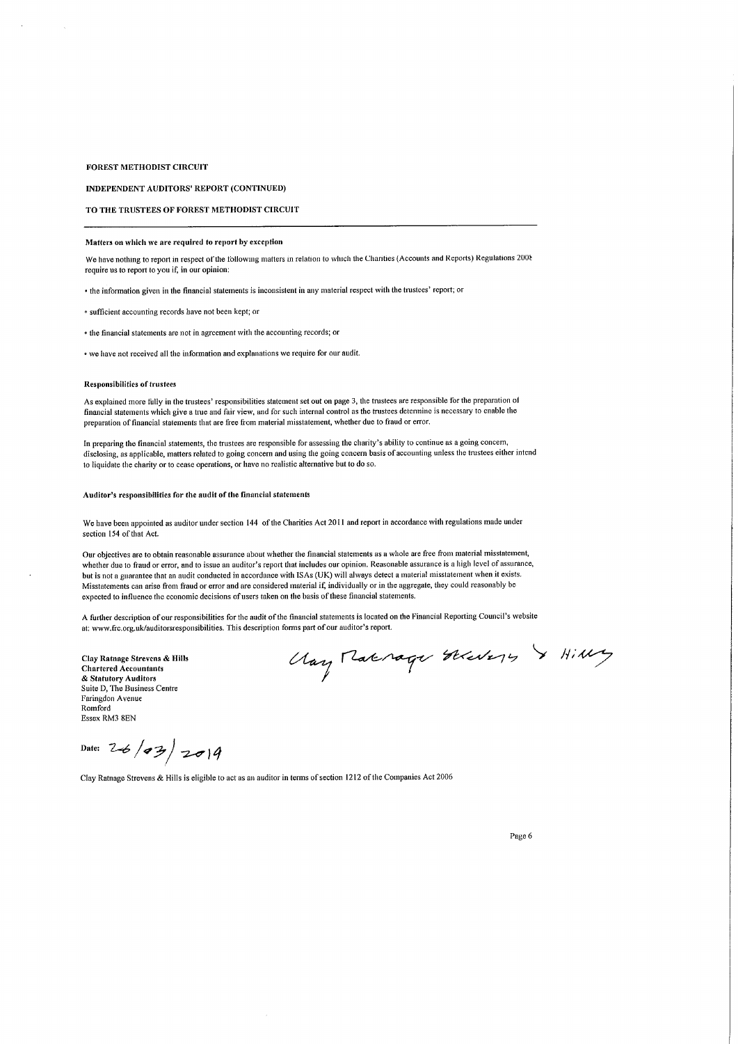FOREST METHODIST CIRCUIT

INDEPENDENT AUDITORS' REPORT (CONTINUED)

TO THE TRUSTEES OF FOREST METHODIST CIRCUIT

**Matters on which we are required to report by exception**

We have nothing to report in respect of the following matters in relation to which the Charities (Accounts and Reports) Regulations 2008 require us to report to you if, in our opinion:

- the information given in the financial statements is inconsistent in any material respect with the trustees' report; or
- sufficient accounting records have not been kept; or
- the financial statements are not in agreement with the accounting records; or
- we have not received all the information and explanations we require for our audit.

**Responsibilities of trustees**

As explained more fully in the trustees' responsibilities statement set out on page 3, the trustees are responsible for the preparation of financial statements which give a true and fair view, and for such internal control as the trustees determine is necessary to enable the preparation of financial statements that are free from material misstatement, whether due to fraud or error.

In preparing the financial statements, the trustees are responsible for assessing the charity's ability to continue as a going concern, disclosing, as applicable, matters related to going concern and using the going concern basis of accounting unless the trustees either intend to liquidate the charity or to cease operations, or have no realistic alternative but to do so.

**Auditor's responsibilities for the audit of the financial statements**

We have been appointed as auditor under section 144 of the Charities Act 2011 and report in accordance with regulations made under section 154 of that Act.

Our objectives are to obtain reasonable assurance about whether the financial statements as a whole are free from material misstatement, whether due to fraud or error, and to issue an auditor's report that includes our opinion. Reasonable assurance is a high level of assurance, but is not a guarantee that an audit conducted in accordance with ISAs (UK) will always detect a material misstatement when it exists. Misstatements can arise from fraud or error and are considered material if, individually or in the aggregate, they could reasonably be expected to influence the economic decisions of users taken on the basis of these financial statements.

A further description of our responsibilities for the audit of the financial statements is located on the Financial Reporting Council's website at: www.frc.org.uk/auditorsresponsibilities. This description forms part of our auditor's report.

**Clay Ratnage Strevens & Hills**
**Chartered Accountants**
**& Statutory Auditors**
Suite D, The Business Centre
Faringdon Avenue
Romford
Essex RM3 8EN

Clay Ratnage Strevens & Hills

Date: 26/03/2019

Clay Ratnage Strevens & Hills is eligible to act as an auditor in terms of section 1212 of the Companies Act 2006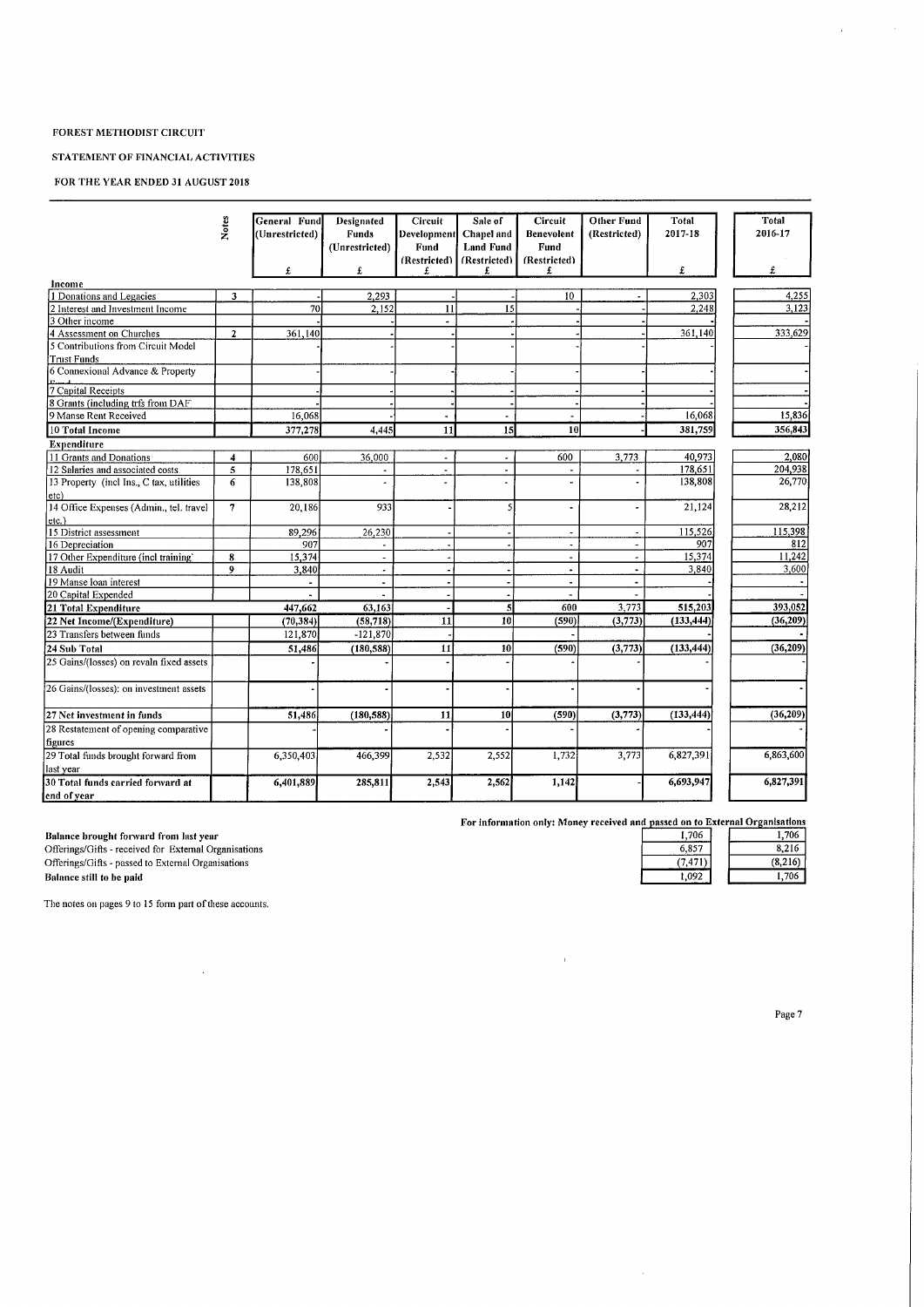FOREST METHODIST CIRCUIT

STATEMENT OF FINANCIAL ACTIVITIES

FOR THE YEAR ENDED 31 AUGUST 2018

| | Notes | General Fund (Unrestricted) £ | Designated Funds (Unrestricted) £ | Circuit Development Fund (Restricted) £ | Sale of Chapel and Land Fund (Restricted) £ | Circuit Benevolent Fund (Restricted) £ | Other Fund (Restricted) | Total 2017-18 £ | Total 2016-17 £ |
|---|---|---|---|---|---|---|---|---|---|
| **Income** | | | | | | | | | |
| 1 Donations and Legacies | 3 | - | 2,293 | - | - | 10 | - | 2,303 | 4,255 |
| 2 Interest and Investment Income | | 70 | 2,152 | 11 | 15 | - | - | 2,248 | 3,123 |
| 3 Other income | | - | - | - | - | - | - | - | - |
| 4 Assessment on Churches | 2 | 361,140 | - | - | - | - | - | 361,140 | 333,629 |
| 5 Contributions from Circuit Model Trust Funds | | - | - | - | - | - | - | - | - |
| 6 Connexional Advance & Property Fund | | - | - | - | - | - | - | - | - |
| 7 Capital Receipts | | - | - | - | - | - | - | - | - |
| 8 Grants (including trfs from DAF | | - | - | - | - | - | - | - | - |
| 9 Manse Rent Received | | 16,068 | - | - | - | - | - | 16,068 | 15,836 |
| 10 Total Income | | 377,278 | 4,445 | 11 | 15 | 10 | - | 381,759 | 356,843 |
| **Expenditure** | | | | | | | | | |
| 11 Grants and Donations | 4 | 600 | 36,000 | - | - | 600 | 3,773 | 40,973 | 2,080 |
| 12 Salaries and associated costs | 5 | 178,651 | - | - | - | - | - | 178,651 | 204,938 |
| 13 Property (incl Ins., C tax, utilities etc) | 6 | 138,808 | - | - | - | - | - | 138,808 | 26,770 |
| 14 Office Expenses (Admin., tel. travel etc.) | 7 | 20,186 | 933 | - | 5 | - | - | 21,124 | 28,212 |
| 15 District assessment | | 89,296 | 26,230 | - | - | - | - | 115,526 | 115,398 |
| 16 Depreciation | | 907 | - | - | - | - | - | 907 | 812 |
| 17 Other Expenditure (incl training) | 8 | 15,374 | - | - | - | - | - | 15,374 | 11,242 |
| 18 Audit | 9 | 3,840 | - | - | - | - | - | 3,840 | 3,600 |
| 19 Manse loan interest | | - | - | - | - | - | - | - | - |
| 20 Capital Expended | | - | - | - | - | - | - | - | - |
| 21 Total Expenditure | | 447,662 | 63,163 | - | 5 | 600 | 3,773 | 515,203 | 393,052 |
| 22 Net Income/(Expenditure) | | (70,384) | (58,718) | 11 | 10 | (590) | (3,773) | (133,444) | (36,209) |
| 23 Transfers between funds | | 121,870 | -121,870 | - | | - | | | - |
| 24 Sub Total | | 51,486 | (180,588) | 11 | 10 | (590) | (3,773) | (133,444) | (36,209) |
| 25 Gains/(losses) on revaln fixed assets | | - | - | - | - | - | - | - | - |
| 26 Gains/(losses): on investment assets | | - | - | - | - | - | - | - | - |
| 27 Net investment in funds | | 51,486 | (180,588) | 11 | 10 | (590) | (3,773) | (133,444) | (36,209) |
| 28 Restatement of opening comparative figures | | - | - | - | - | - | - | - | - |
| 29 Total funds brought forward from last year | | 6,350,403 | 466,399 | 2,532 | 2,552 | 1,732 | 3,773 | 6,827,391 | 6,863,600 |
| 30 Total funds carried forward at end of year | | 6,401,889 | 285,811 | 2,543 | 2,562 | 1,142 | - | 6,693,947 | 6,827,391 |

For information only: Money received and passed on to External Organisations

| | 2017-18 | 2016-17 |
|---|---|---|
| **Balance brought forward from last year** | 1,706 | 1,706 |
| Offerings/Gifts - received for External Organisations | 6,857 | 8,216 |
| Offerings/Gifts - passed to External Organisations | (7,471) | (8,216) |
| **Balance still to be paid** | 1,092 | 1,706 |

The notes on pages 9 to 15 form part of these accounts.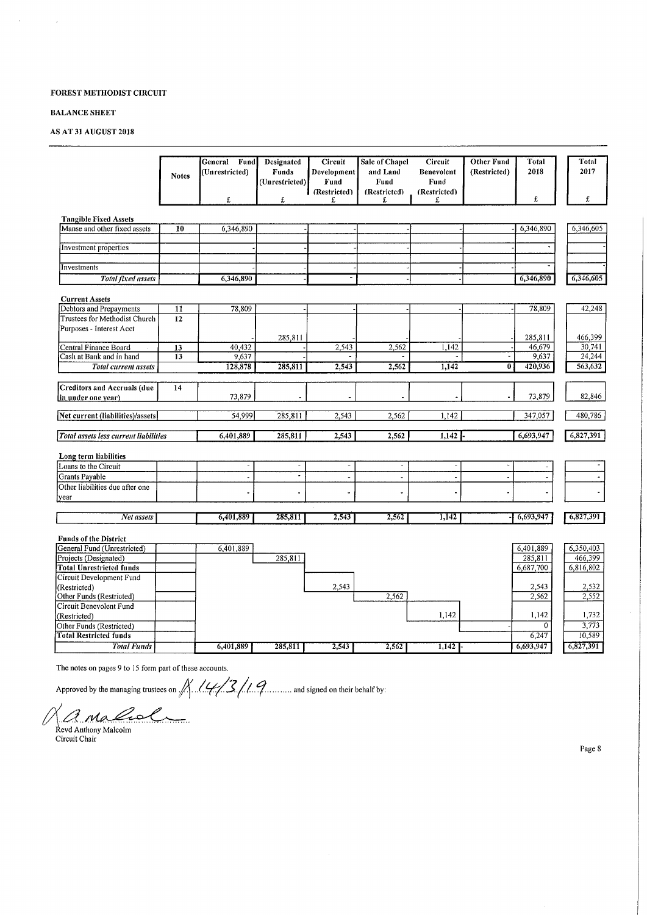**FOREST METHODIST CIRCUIT**

**BALANCE SHEET**

**AS AT 31 AUGUST 2018**

| | Notes | General Fund (Unrestricted) £ | Designated Funds (Unrestricted) £ | Circuit Development Fund (Restricted) £ | Sale of Chapel and Land Fund (Restricted) £ | Circuit Benevolent Fund (Restricted) £ | Other Fund (Restricted) | Total 2018 £ | Total 2017 £ |
|---|---|---|---|---|---|---|---|---|---|
| **Tangible Fixed Assets** | | | | | | | | | |
| Manse and other fixed assets | 10 | 6,346,890 | - | - | - | - | - | 6,346,890 | 6,346,605 |
| Investment properties | | - | - | - | - | - | - | - | - |
| Investments | | - | - | - | - | - | - | - | - |
| *Total fixed assets* | | 6,346,890 | - | - | - | - | | 6,346,890 | 6,346,605 |
| **Current Assets** | | | | | | | | | |
| Debtors and Prepayments | 11 | 78,809 | - | - | - | - | - | 78,809 | 42,248 |
| Trustees for Methodist Church Purposes - Interest Acct | 12 | - | 285,811 | - | - | - | - | 285,811 | 466,399 |
| Central Finance Board | 13 | 40,432 | - | 2,543 | 2,562 | 1,142 | - | 46,679 | 30,741 |
| Cash at Bank and in hand | 13 | 9,637 | - | - | - | - | - | 9,637 | 24,244 |
| *Total current assets* | | 128,878 | 285,811 | 2,543 | 2,562 | 1,142 | 0 | 420,936 | 563,632 |
| Creditors and Accruals (due in under one year) | 14 | 73,879 | - | - | - | - | - | 73,879 | 82,846 |
| Net current (liabilities)/assets | | 54,999 | 285,811 | 2,543 | 2,562 | 1,142 | | 347,057 | 480,786 |
| *Total assets less current liabilities* | | 6,401,889 | 285,811 | 2,543 | 2,562 | 1,142 | - | 6,693,947 | 6,827,391 |
| **Long term liabilities** | | | | | | | | | |
| Loans to the Circuit | | - | - | - | - | - | - | - | - |
| Grants Payable | | - | - | - | - | - | - | - | - |
| Other liabilities due after one year | | - | - | - | - | - | - | - | - |
| *Net assets* | | 6,401,889 | 285,811 | 2,543 | 2,562 | 1,142 | - | 6,693,947 | 6,827,391 |
| **Funds of the District** | | | | | | | | | |
| General Fund (Unrestricted) | | 6,401,889 | | | | | | 6,401,889 | 6,350,403 |
| Projects (Designated) | | | 285,811 | | | | | 285,811 | 466,399 |
| **Total Unrestricted funds** | | | | | | | | 6,687,700 | 6,816,802 |
| Circuit Development Fund (Restricted) | | | | 2,543 | | | | 2,543 | 2,532 |
| Other Funds (Restricted) | | | | | 2,562 | | | 2,562 | 2,552 |
| Circuit Benevolent Fund (Restricted) | | | | | | 1,142 | | 1,142 | 1,732 |
| Other Funds (Restricted) | | | | | | | - | 0 | 3,773 |
| **Total Restricted funds** | | | | | | | | 6,247 | 10,589 |
| *Total Funds* | | 6,401,889 | 285,811 | 2,543 | 2,562 | 1,142 | - | 6,693,947 | 6,827,391 |

The notes on pages 9 to 15 form part of these accounts.

Approved by the managing trustees on 14/3/19 and signed on their behalf by:

Revd Anthony Malcolm
Circuit Chair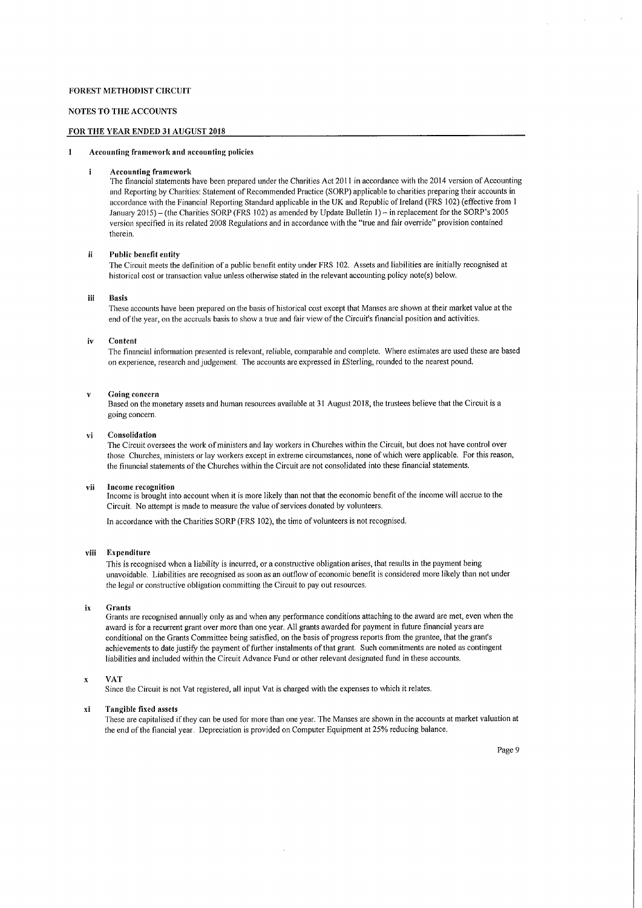FOREST METHODIST CIRCUIT

NOTES TO THE ACCOUNTS

FOR THE YEAR ENDED 31 AUGUST 2018

## 1 Accounting framework and accounting policies

### i Accounting framework

The financial statements have been prepared under the Charities Act 2011 in accordance with the 2014 version of Accounting and Reporting by Charities: Statement of Recommended Practice (SORP) applicable to charities preparing their accounts in accordance with the Financial Reporting Standard applicable in the UK and Republic of Ireland (FRS 102) (effective from 1 January 2015) – (the Charities SORP (FRS 102) as amended by Update Bulletin 1) – in replacement for the SORP's 2005 version specified in its related 2008 Regulations and in accordance with the "true and fair override" provision contained therein.

### ii Public benefit entity

The Circuit meets the definition of a public benefit entity under FRS 102. Assets and liabilities are initially recognised at historical cost or transaction value unless otherwise stated in the relevant accounting policy note(s) below.

### iii Basis

These accounts have been prepared on the basis of historical cost except that Manses are shown at their market value at the end of the year, on the accruals basis to show a true and fair view of the Circuit's financial position and activities.

### iv Content

The financial information presented is relevant, reliable, comparable and complete. Where estimates are used these are based on experience, research and judgement. The accounts are expressed in £Sterling, rounded to the nearest pound.

### v Going concern

Based on the monetary assets and human resources available at 31 August 2018, the trustees believe that the Circuit is a going concern.

### vi Consolidation

The Circuit oversees the work of ministers and lay workers in Churches within the Circuit, but does not have control over those Churches, ministers or lay workers except in extreme circumstances, none of which were applicable. For this reason, the financial statements of the Churches within the Circuit are not consolidated into these financial statements.

### vii Income recognition

Income is brought into account when it is more likely than not that the economic benefit of the income will accrue to the Circuit. No attempt is made to measure the value of services donated by volunteers.

In accordance with the Charities SORP (FRS 102), the time of volunteers is not recognised.

### viii Expenditure

This is recognised when a liability is incurred, or a constructive obligation arises, that results in the payment being unavoidable. Liabilities are recognised as soon as an outflow of economic benefit is considered more likely than not under the legal or constructive obligation committing the Circuit to pay out resources.

### ix Grants

Grants are recognised annually only as and when any performance conditions attaching to the award are met, even when the award is for a recurrent grant over more than one year. All grants awarded for payment in future financial years are conditional on the Grants Committee being satisfied, on the basis of progress reports from the grantee, that the grant's achievements to date justify the payment of further instalments of that grant. Such commitments are noted as contingent liabilities and included within the Circuit Advance Fund or other relevant designated fund in these accounts.

### x VAT

Since the Circuit is not Vat registered, all input Vat is charged with the expenses to which it relates.

### xi Tangible fixed assets

These are capitalised if they can be used for more than one year. The Manses are shown in the accounts at market valuation at the end of the fiancial year. Depreciation is provided on Computer Equipment at 25% reducing balance.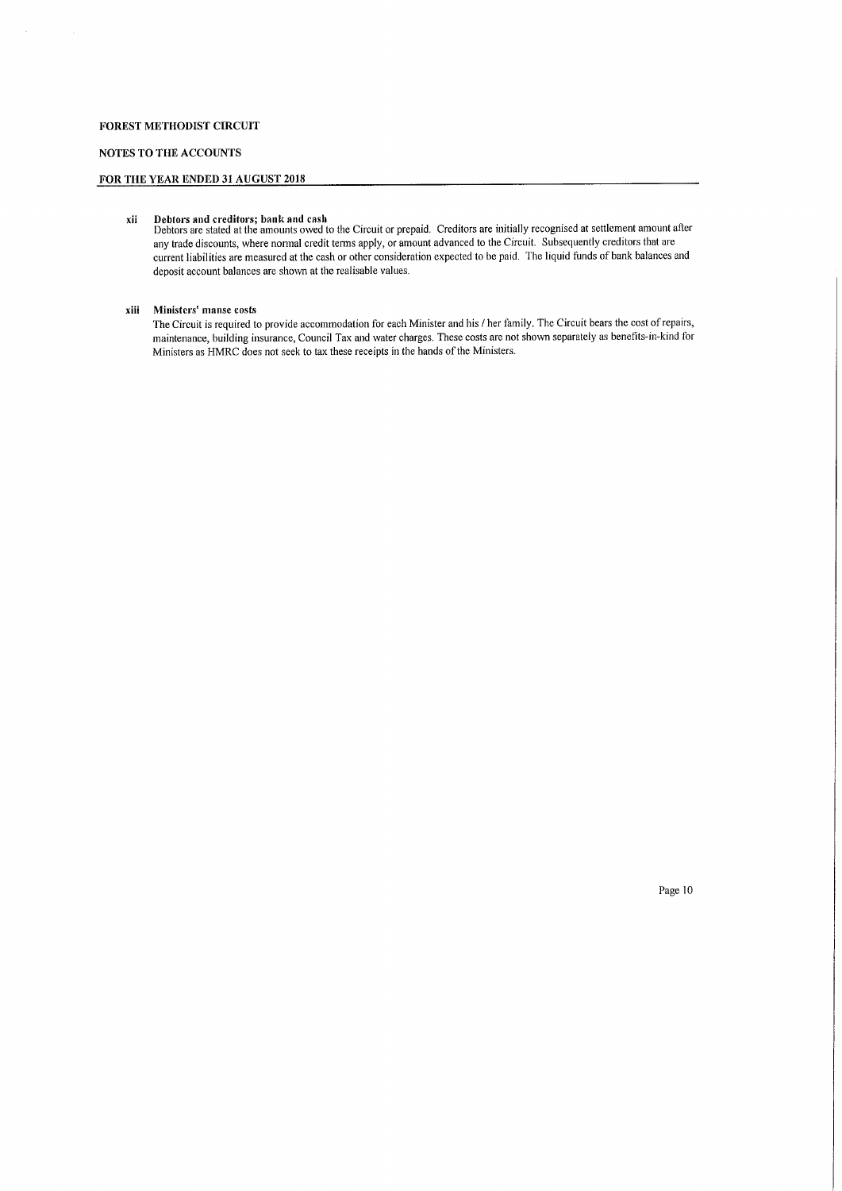**FOREST METHODIST CIRCUIT**

**NOTES TO THE ACCOUNTS**

**FOR THE YEAR ENDED 31 AUGUST 2018**

**xii Debtors and creditors; bank and cash**

Debtors are stated at the amounts owed to the Circuit or prepaid. Creditors are initially recognised at settlement amount after any trade discounts, where normal credit terms apply, or amount advanced to the Circuit. Subsequently creditors that are current liabilities are measured at the cash or other consideration expected to be paid. The liquid funds of bank balances and deposit account balances are shown at the realisable values.

**xiii Ministers' manse costs**

The Circuit is required to provide accommodation for each Minister and his / her family. The Circuit bears the cost of repairs, maintenance, building insurance, Council Tax and water charges. These costs are not shown separately as benefits-in-kind for Ministers as HMRC does not seek to tax these receipts in the hands of the Ministers.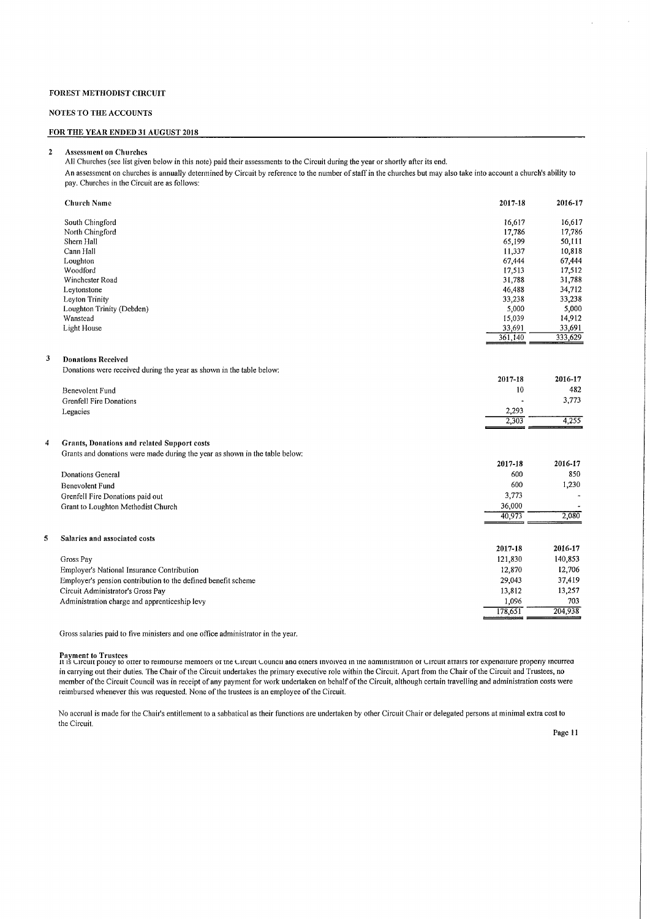FOREST METHODIST CIRCUIT

NOTES TO THE ACCOUNTS

FOR THE YEAR ENDED 31 AUGUST 2018

## 2 Assessment on Churches

All Churches (see list given below in this note) paid their assessments to the Circuit during the year or shortly after its end.

An assessment on churches is annually determined by Circuit by reference to the number of staff in the churches but may also take into account a church's ability to pay. Churches in the Circuit are as follows:

| Church Name | 2017-18 | 2016-17 |
|---|---|---|
| South Chingford | 16,617 | 16,617 |
| North Chingford | 17,786 | 17,786 |
| Shern Hall | 65,199 | 50,111 |
| Cann Hall | 11,337 | 10,818 |
| Loughton | 67,444 | 67,444 |
| Woodford | 17,513 | 17,512 |
| Winchester Road | 31,788 | 31,788 |
| Leytonstone | 46,488 | 34,712 |
| Leyton Trinity | 33,238 | 33,238 |
| Loughton Trinity (Debden) | 5,000 | 5,000 |
| Wanstead | 15,039 | 14,912 |
| Light House | 33,691 | 33,691 |
| | 361,140 | 333,629 |

## 3 Donations Received

Donations were received during the year as shown in the table below:

| | 2017-18 | 2016-17 |
|---|---|---|
| Benevolent Fund | 10 | 482 |
| Grenfell Fire Donations | - | 3,773 |
| Legacies | 2,293 | |
| | 2,303 | 4,255 |

## 4 Grants, Donations and related Support costs

Grants and donations were made during the year as shown in the table below:

| | 2017-18 | 2016-17 |
|---|---|---|
| Donations General | 600 | 850 |
| Benevolent Fund | 600 | 1,230 |
| Grenfell Fire Donations paid out | 3,773 | - |
| Grant to Loughton Methodist Church | 36,000 | - |
| | 40,973 | 2,080 |

## 5 Salaries and associated costs

| | 2017-18 | 2016-17 |
|---|---|---|
| Gross Pay | 121,830 | 140,853 |
| Employer's National Insurance Contribution | 12,870 | 12,706 |
| Employer's pension contribution to the defined benefit scheme | 29,043 | 37,419 |
| Circuit Administrator's Gross Pay | 13,812 | 13,257 |
| Administration charge and apprenticeship levy | 1,096 | 703 |
| | 178,651 | 204,938 |

Gross salaries paid to five ministers and one office administrator in the year.

**Payment to Trustees**

It is Circuit policy to offer to reimburse members of the Circuit Council and others involved in the administration of Circuit affairs for expenditure properly incurred in carrying out their duties. The Chair of the Circuit undertakes the primary executive role within the Circuit. Apart from the Chair of the Circuit and Trustees, no member of the Circuit Council was in receipt of any payment for work undertaken on behalf of the Circuit, although certain travelling and administration costs were reimbursed whenever this was requested. None of the trustees is an employee of the Circuit.

No accrual is made for the Chair's entitlement to a sabbatical as their functions are undertaken by other Circuit Chair or delegated persons at minimal extra cost to the Circuit.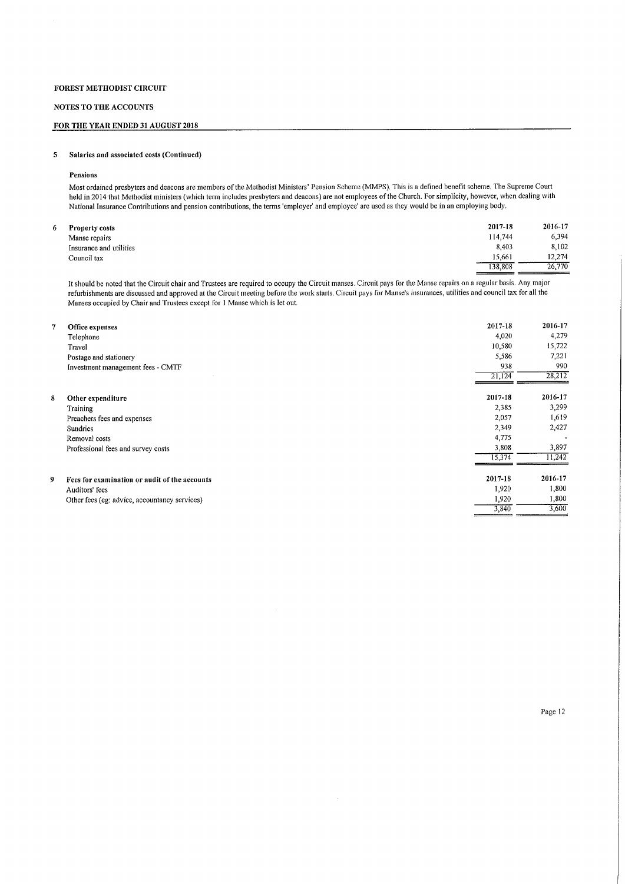**FOREST METHODIST CIRCUIT**

**NOTES TO THE ACCOUNTS**

**FOR THE YEAR ENDED 31 AUGUST 2018**

**5 Salaries and associated costs (Continued)**

**Pensions**

Most ordained presbyters and deacons are members of the Methodist Ministers' Pension Scheme (MMPS). This is a defined benefit scheme. The Supreme Court held in 2014 that Methodist ministers (which term includes presbyters and deacons) are not employees of the Church. For simplicity, however, when dealing with National Insurance Contributions and pension contributions, the terms 'employer' and employee' are used as they would be in an employing body.

| **6 Property costs** | **2017-18** | **2016-17** |
|---|---|---|
| Manse repairs | 114,744 | 6,394 |
| Insurance and utilities | 8,403 | 8,102 |
| Council tax | 15,661 | 12,274 |
| | 138,808 | 26,770 |

It should be noted that the Circuit chair and Trustees are required to occupy the Circuit manses. Circuit pays for the Manse repairs on a regular basis. Any major refurbishments are discussed and approved at the Circuit meeting before the work starts. Circuit pays for Manse's insurances, utilities and council tax for all the Manses occupied by Chair and Trustees except for 1 Manse which is let out.

| **7 Office expenses** | **2017-18** | **2016-17** |
|---|---|---|
| Telephone | 4,020 | 4,279 |
| Travel | 10,580 | 15,722 |
| Postage and stationery | 5,586 | 7,221 |
| Investment management fees - CMTF | 938 | 990 |
| | 21,124 | 28,212 |

| **8 Other expenditure** | **2017-18** | **2016-17** |
|---|---|---|
| Training | 2,385 | 3,299 |
| Preachers fees and expenses | 2,057 | 1,619 |
| Sundries | 2,349 | 2,427 |
| Removal costs | 4,775 | - |
| Professional fees and survey costs | 3,808 | 3,897 |
| | 15,374 | 11,242 |

| **9 Fees for examination or audit of the accounts** | **2017-18** | **2016-17** |
|---|---|---|
| Auditors' fees | 1,920 | 1,800 |
| Other fees (eg: advice, accountancy services) | 1,920 | 1,800 |
| | 3,840 | 3,600 |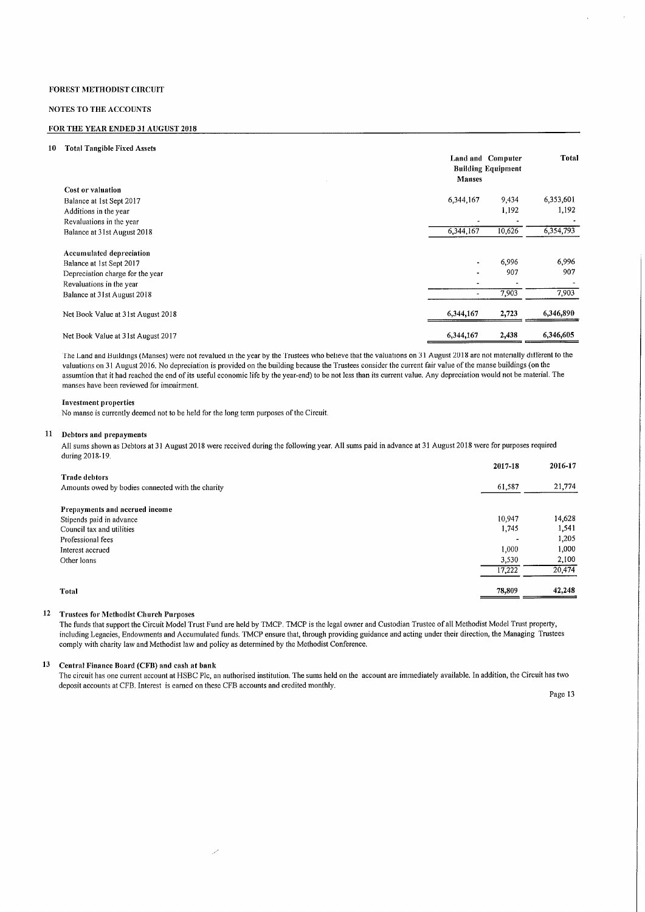FOREST METHODIST CIRCUIT

NOTES TO THE ACCOUNTS

FOR THE YEAR ENDED 31 AUGUST 2018

## 10 Total Tangible Fixed Assets

| | Land and Building Manses | Computer Equipment | Total |
|---|---|---|---|
| **Cost or valuation** | | | |
| Balance at 1st Sept 2017 | 6,344,167 | 9,434 | 6,353,601 |
| Additions in the year | | 1,192 | 1,192 |
| Revaluations in the year | - | - | - |
| Balance at 31st August 2018 | 6,344,167 | 10,626 | 6,354,793 |
| **Accumulated depreciation** | | | |
| Balance at 1st Sept 2017 | - | 6,996 | 6,996 |
| Depreciation charge for the year | - | 907 | 907 |
| Revaluations in the year | - | - | - |
| Balance at 31st August 2018 | - | 7,903 | 7,903 |
| Net Book Value at 31st August 2018 | **6,344,167** | **2,723** | **6,346,890** |
| Net Book Value at 31st August 2017 | **6,344,167** | **2,438** | **6,346,605** |

The Land and Buildings (Manses) were not revalued in the year by the Trustees who believe that the valuations on 31 August 2018 are not materially different to the valuations on 31 August 2016. No depreciation is provided on the building because the Trustees consider the current fair value of the manse buildings (on the assumtion that it had reached the end of its useful economic life by the year-end) to be not less than its current value. Any depreciation would not be material. The manses have been reviewed for impairment.

**Investment properties**

No manse is currently deemed not to be held for the long term purposes of the Circuit.

## 11 Debtors and prepayments

All sums shown as Debtors at 31 August 2018 were received during the following year. All sums paid in advance at 31 August 2018 were for purposes required during 2018-19.

| | 2017-18 | 2016-17 |
|---|---|---|
| **Trade debtors** | | |
| Amounts owed by bodies connected with the charity | 61,587 | 21,774 |
| **Prepayments and accrued income** | | |
| Stipends paid in advance | 10,947 | 14,628 |
| Council tax and utilities | 1,745 | 1,541 |
| Professional fees | - | 1,205 |
| Interest accrued | 1,000 | 1,000 |
| Other loans | 3,530 | 2,100 |
| | 17,222 | 20,474 |
| **Total** | **78,809** | **42,248** |

## 12 Trustees for Methodist Church Purposes

The funds that support the Circuit Model Trust Fund are held by TMCP. TMCP is the legal owner and Custodian Trustee of all Methodist Model Trust property, including Legacies, Endowments and Accumulated funds. TMCP ensure that, through providing guidance and acting under their direction, the Managing Trustees comply with charity law and Methodist law and policy as determined by the Methodist Conference.

## 13 Central Finance Board (CFB) and cash at bank

The circuit has one current account at HSBC Plc, an authorised institution. The sums held on the account are immediately available. In addition, the Circuit has two deposit accounts at CFB. Interest is earned on these CFB accounts and credited monthly.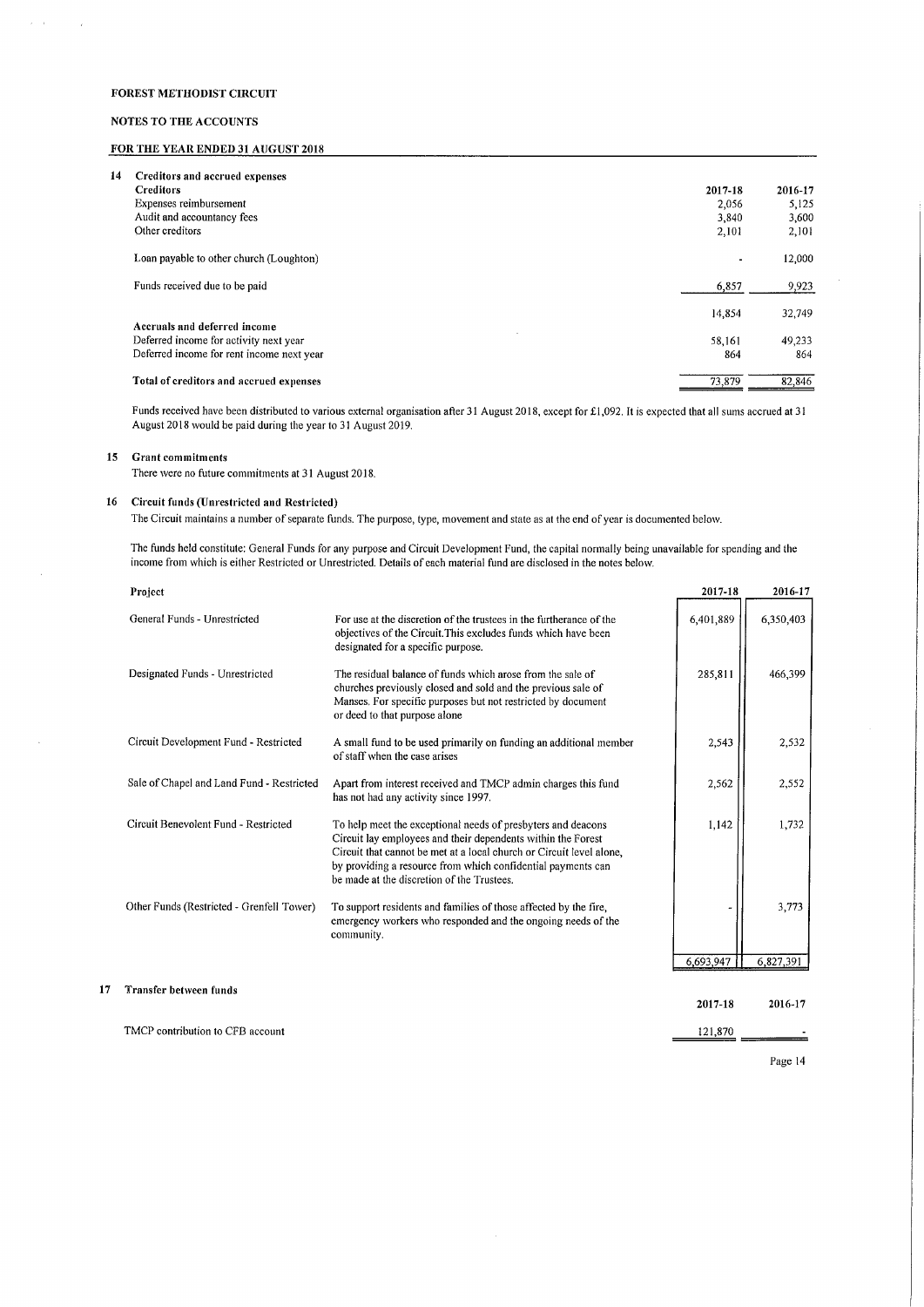**FOREST METHODIST CIRCUIT**

**NOTES TO THE ACCOUNTS**

**FOR THE YEAR ENDED 31 AUGUST 2018**

## 14 Creditors and accrued expenses

| **Creditors** | **2017-18** | **2016-17** |
|---|---|---|
| Expenses reimbursement | 2,056 | 5,125 |
| Audit and accountancy fees | 3,840 | 3,600 |
| Other creditors | 2,101 | 2,101 |
| Loan payable to other church (Loughton) | - | 12,000 |
| Funds received due to be paid | 6,857 | 9,923 |
| | 14,854 | 32,749 |
| **Accruals and deferred income** | | |
| Deferred income for activity next year | 58,161 | 49,233 |
| Deferred income for rent income next year | 864 | 864 |
| **Total of creditors and accrued expenses** | 73,879 | 82,846 |

Funds received have been distributed to various external organisation after 31 August 2018, except for £1,092. It is expected that all sums accrued at 31 August 2018 would be paid during the year to 31 August 2019.

## 15 Grant commitments

There were no future commitments at 31 August 2018.

## 16 Circuit funds (Unrestricted and Restricted)

The Circuit maintains a number of separate funds. The purpose, type, movement and state as at the end of year is documented below.

The funds held constitute: General Funds for any purpose and Circuit Development Fund, the capital normally being unavailable for spending and the income from which is either Restricted or Unrestricted. Details of each material fund are disclosed in the notes below.

| **Project** | | **2017-18** | **2016-17** |
|---|---|---|---|
| General Funds - Unrestricted | For use at the discretion of the trustees in the furtherance of the objectives of the Circuit.This excludes funds which have been designated for a specific purpose. | 6,401,889 | 6,350,403 |
| Designated Funds - Unrestricted | The residual balance of funds which arose from the sale of churches previously closed and sold and the previous sale of Manses. For specific purposes but not restricted by document or deed to that purpose alone | 285,811 | 466,399 |
| Circuit Development Fund - Restricted | A small fund to be used primarily on funding an additional member of staff when the case arises | 2,543 | 2,532 |
| Sale of Chapel and Land Fund - Restricted | Apart from interest received and TMCP admin charges this fund has not had any activity since 1997. | 2,562 | 2,552 |
| Circuit Benevolent Fund - Restricted | To help meet the exceptional needs of presbyters and deacons Circuit lay employees and their dependents within the Forest Circuit that cannot be met at a local church or Circuit level alone, by providing a resource from which confidential payments can be made at the discretion of the Trustees. | 1,142 | 1,732 |
| Other Funds (Restricted - Grenfell Tower) | To support residents and families of those affected by the fire, emergency workers who responded and the ongoing needs of the community. | - | 3,773 |
| | | 6,693,947 | 6,827,391 |

## 17 Transfer between funds

| | **2017-18** | **2016-17** |
|---|---|---|
| TMCP contribution to CFB account | 121,870 | - |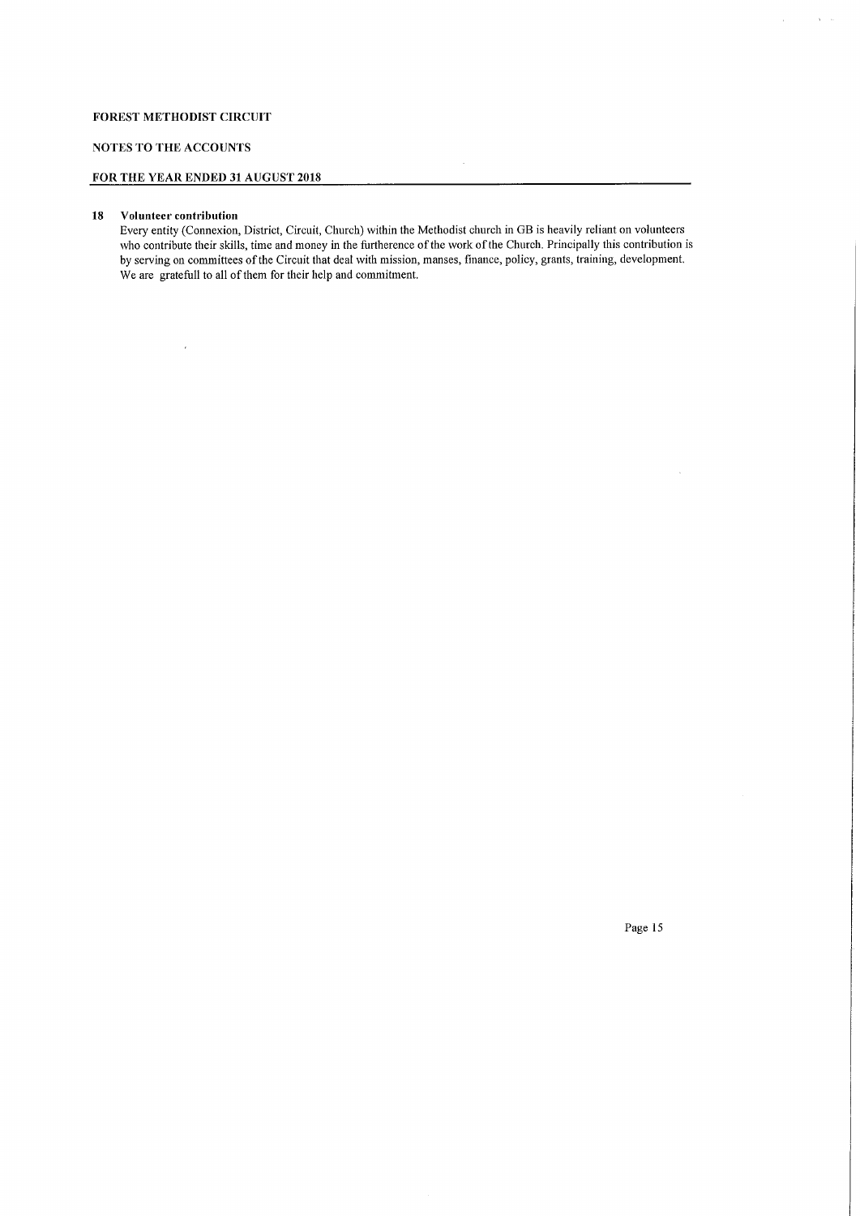**FOREST METHODIST CIRCUIT**

**NOTES TO THE ACCOUNTS**

**FOR THE YEAR ENDED 31 AUGUST 2018**

**18 Volunteer contribution**

Every entity (Connexion, District, Circuit, Church) within the Methodist church in GB is heavily reliant on volunteers who contribute their skills, time and money in the furtherence of the work of the Church. Principally this contribution is by serving on committees of the Circuit that deal with mission, manses, finance, policy, grants, training, development. We are gratefull to all of them for their help and commitment.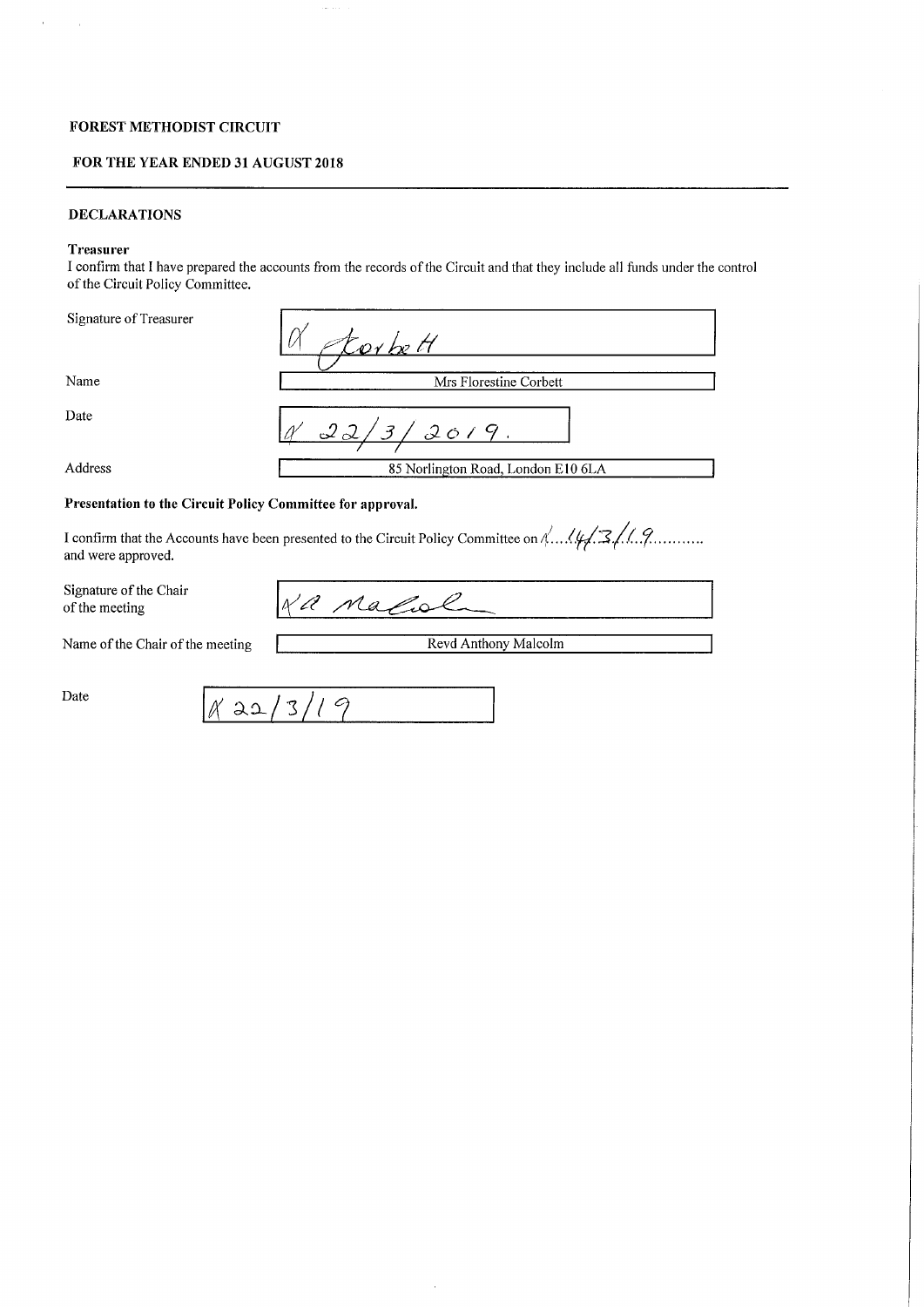**FOREST METHODIST CIRCUIT**

**FOR THE YEAR ENDED 31 AUGUST 2018**

---

**DECLARATIONS**

**Treasurer**

I confirm that I have prepared the accounts from the records of the Circuit and that they include all funds under the control of the Circuit Policy Committee.

| | |
|---|---|
| Signature of Treasurer | F Corbett |
| Name | Mrs Florestine Corbett |
| Date | 22/3/2019. |
| Address | 85 Norlington Road, London E10 6LA |

**Presentation to the Circuit Policy Committee for approval.**

I confirm that the Accounts have been presented to the Circuit Policy Committee on 14/3/19........... and were approved.

| | |
|---|---|
| Signature of the Chair of the meeting | A Malcolm |
| Name of the Chair of the meeting | Revd Anthony Malcolm |
| Date | 22/3/19 |